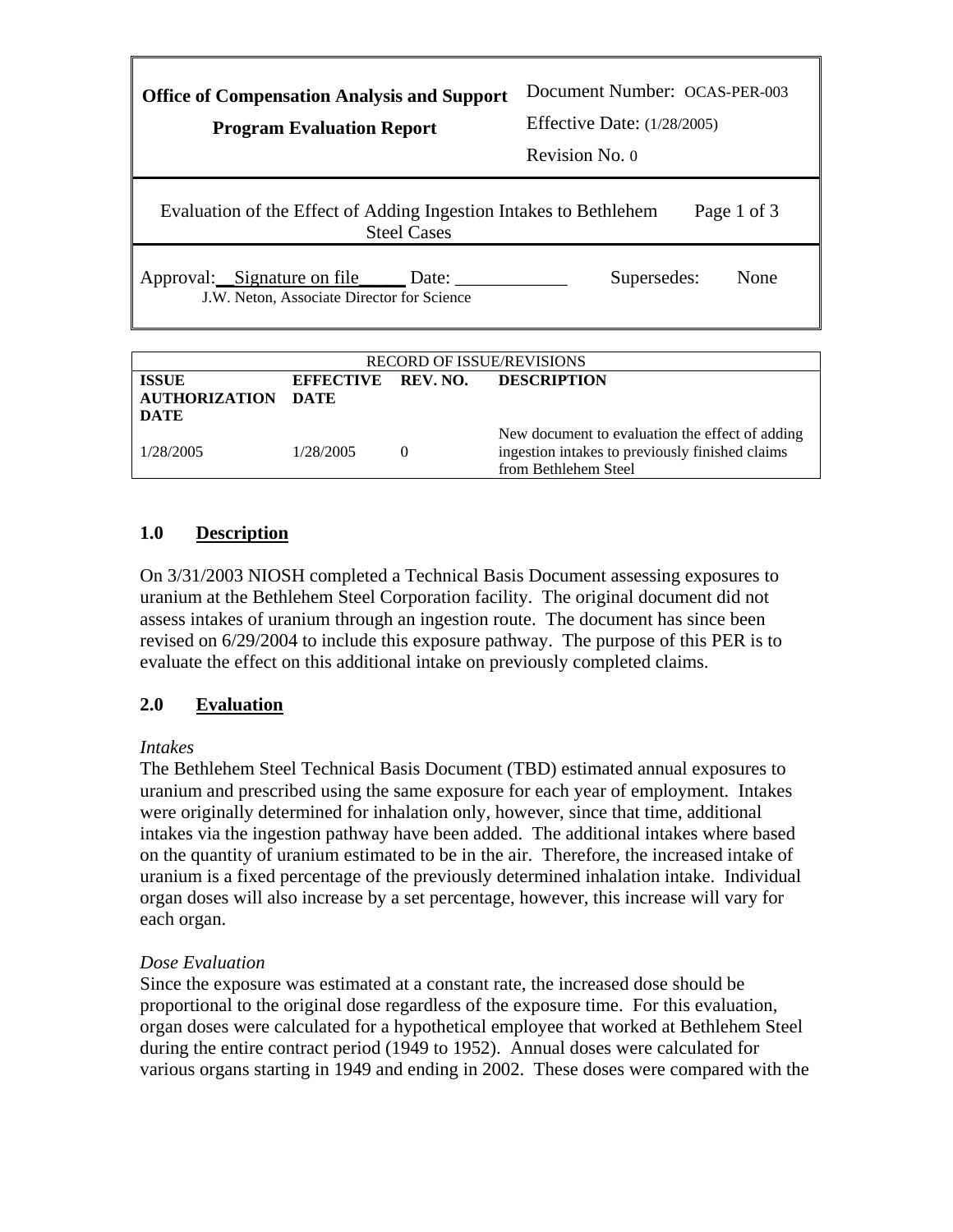| **Office of Compensation Analysis and Support** | Document Number: OCAS-PER-003 |
| --- | --- |
| **Program Evaluation Report** | Effective Date: (1/28/2005) |
| | Revision No. 0 |

Evaluation of the Effect of Adding Ingestion Intakes to Bethlehem Steel Cases

Approval: \_\_Signature on file\_\_\_\_\_ Date: \_\_\_\_\_\_\_\_\_\_\_\_ Supersedes: None
J.W. Neton, Associate Director for Science

| RECORD OF ISSUE/REVISIONS | | | |
| --- | --- | --- | --- |
| **ISSUE AUTHORIZATION DATE** | **EFFECTIVE DATE** | **REV. NO.** | **DESCRIPTION** |
| 1/28/2005 | 1/28/2005 | 0 | New document to evaluation the effect of adding ingestion intakes to previously finished claims from Bethlehem Steel |

## 1.0 Description

On 3/31/2003 NIOSH completed a Technical Basis Document assessing exposures to uranium at the Bethlehem Steel Corporation facility. The original document did not assess intakes of uranium through an ingestion route. The document has since been revised on 6/29/2004 to include this exposure pathway. The purpose of this PER is to evaluate the effect on this additional intake on previously completed claims.

## 2.0 Evaluation

*Intakes*

The Bethlehem Steel Technical Basis Document (TBD) estimated annual exposures to uranium and prescribed using the same exposure for each year of employment. Intakes were originally determined for inhalation only, however, since that time, additional intakes via the ingestion pathway have been added. The additional intakes where based on the quantity of uranium estimated to be in the air. Therefore, the increased intake of uranium is a fixed percentage of the previously determined inhalation intake. Individual organ doses will also increase by a set percentage, however, this increase will vary for each organ.

*Dose Evaluation*

Since the exposure was estimated at a constant rate, the increased dose should be proportional to the original dose regardless of the exposure time. For this evaluation, organ doses were calculated for a hypothetical employee that worked at Bethlehem Steel during the entire contract period (1949 to 1952). Annual doses were calculated for various organs starting in 1949 and ending in 2002. These doses were compared with the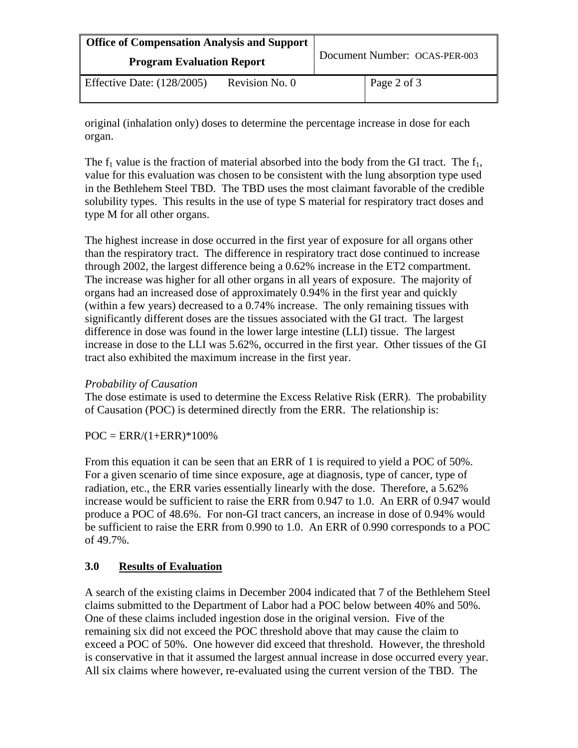original (inhalation only) doses to determine the percentage increase in dose for each organ.

The $f_1$ value is the fraction of material absorbed into the body from the GI tract. The $f_1$, value for this evaluation was chosen to be consistent with the lung absorption type used in the Bethlehem Steel TBD. The TBD uses the most claimant favorable of the credible solubility types. This results in the use of type S material for respiratory tract doses and type M for all other organs.

The highest increase in dose occurred in the first year of exposure for all organs other than the respiratory tract. The difference in respiratory tract dose continued to increase through 2002, the largest difference being a 0.62% increase in the ET2 compartment. The increase was higher for all other organs in all years of exposure. The majority of organs had an increased dose of approximately 0.94% in the first year and quickly (within a few years) decreased to a 0.74% increase. The only remaining tissues with significantly different doses are the tissues associated with the GI tract. The largest difference in dose was found in the lower large intestine (LLI) tissue. The largest increase in dose to the LLI was 5.62%, occurred in the first year. Other tissues of the GI tract also exhibited the maximum increase in the first year.

*Probability of Causation*
The dose estimate is used to determine the Excess Relative Risk (ERR). The probability of Causation (POC) is determined directly from the ERR. The relationship is:

$$POC = ERR/(1+ERR)*100\%$$

From this equation it can be seen that an ERR of 1 is required to yield a POC of 50%. For a given scenario of time since exposure, age at diagnosis, type of cancer, type of radiation, etc., the ERR varies essentially linearly with the dose. Therefore, a 5.62% increase would be sufficient to raise the ERR from 0.947 to 1.0. An ERR of 0.947 would produce a POC of 48.6%. For non-GI tract cancers, an increase in dose of 0.94% would be sufficient to raise the ERR from 0.990 to 1.0. An ERR of 0.990 corresponds to a POC of 49.7%.

## 3.0 Results of Evaluation

A search of the existing claims in December 2004 indicated that 7 of the Bethlehem Steel claims submitted to the Department of Labor had a POC below between 40% and 50%. One of these claims included ingestion dose in the original version. Five of the remaining six did not exceed the POC threshold above that may cause the claim to exceed a POC of 50%. One however did exceed that threshold. However, the threshold is conservative in that it assumed the largest annual increase in dose occurred every year. All six claims where however, re-evaluated using the current version of the TBD. The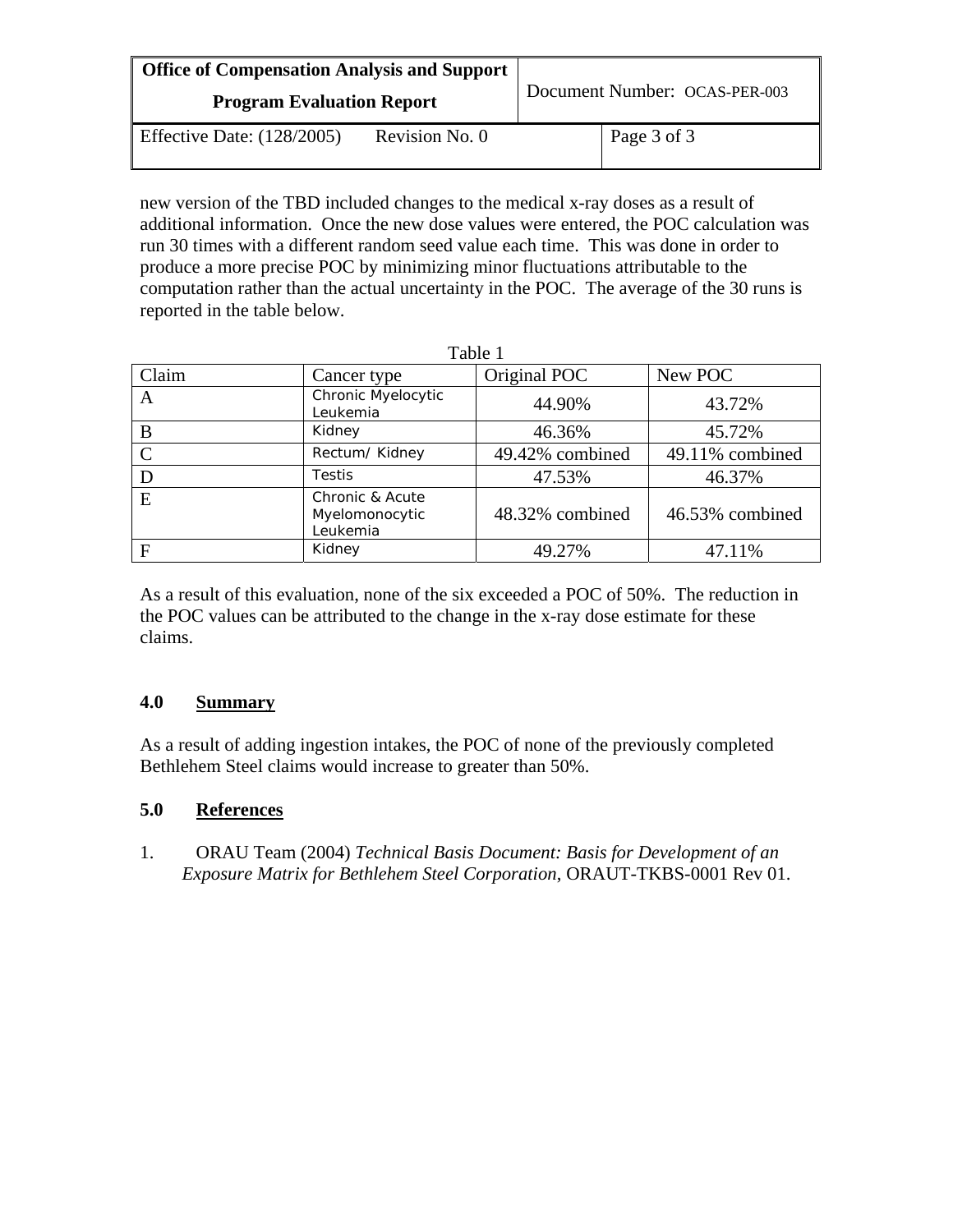new version of the TBD included changes to the medical x-ray doses as a result of additional information. Once the new dose values were entered, the POC calculation was run 30 times with a different random seed value each time. This was done in order to produce a more precise POC by minimizing minor fluctuations attributable to the computation rather than the actual uncertainty in the POC. The average of the 30 runs is reported in the table below.

Table 1

| Claim | Cancer type | Original POC | New POC |
|---|---|---|---|
| A | Chronic Myelocytic Leukemia | 44.90% | 43.72% |
| B | Kidney | 46.36% | 45.72% |
| C | Rectum/ Kidney | 49.42% combined | 49.11% combined |
| D | Testis | 47.53% | 46.37% |
| E | Chronic & Acute Myelomonocytic Leukemia | 48.32% combined | 46.53% combined |
| F | Kidney | 49.27% | 47.11% |

As a result of this evaluation, none of the six exceeded a POC of 50%. The reduction in the POC values can be attributed to the change in the x-ray dose estimate for these claims.

## 4.0 Summary

As a result of adding ingestion intakes, the POC of none of the previously completed Bethlehem Steel claims would increase to greater than 50%.

## 5.0 References

1. ORAU Team (2004) *Technical Basis Document: Basis for Development of an Exposure Matrix for Bethlehem Steel Corporation*, ORAUT-TKBS-0001 Rev 01.